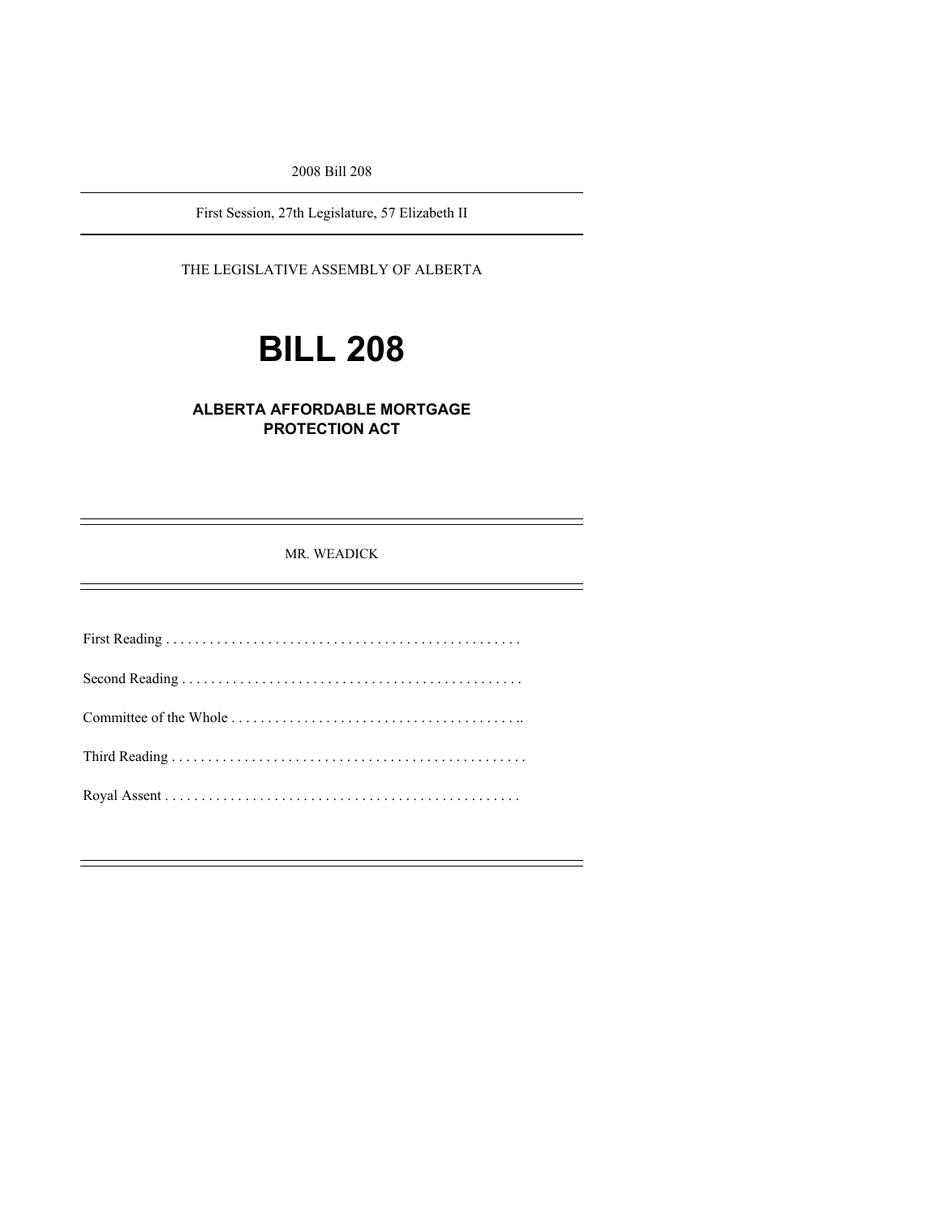2008 Bill 208

---

First Session, 27th Legislature, 57 Elizabeth II

---

THE LEGISLATIVE ASSEMBLY OF ALBERTA

# BILL 208

## ALBERTA AFFORDABLE MORTGAGE PROTECTION ACT

---

MR. WEADICK

---

First Reading . . . . . . . . . . . . . . . . . . . . . . . . . . . . . . . . . . . . . . . . . . . . . . . .

Second Reading . . . . . . . . . . . . . . . . . . . . . . . . . . . . . . . . . . . . . . . . . . . . . . .

Committee of the Whole . . . . . . . . . . . . . . . . . . . . . . . . . . . . . . . . . . . . . . . ..

Third Reading . . . . . . . . . . . . . . . . . . . . . . . . . . . . . . . . . . . . . . . . . . . . . . . . .

Royal Assent . . . . . . . . . . . . . . . . . . . . . . . . . . . . . . . . . . . . . . . . . . . . . . . .

---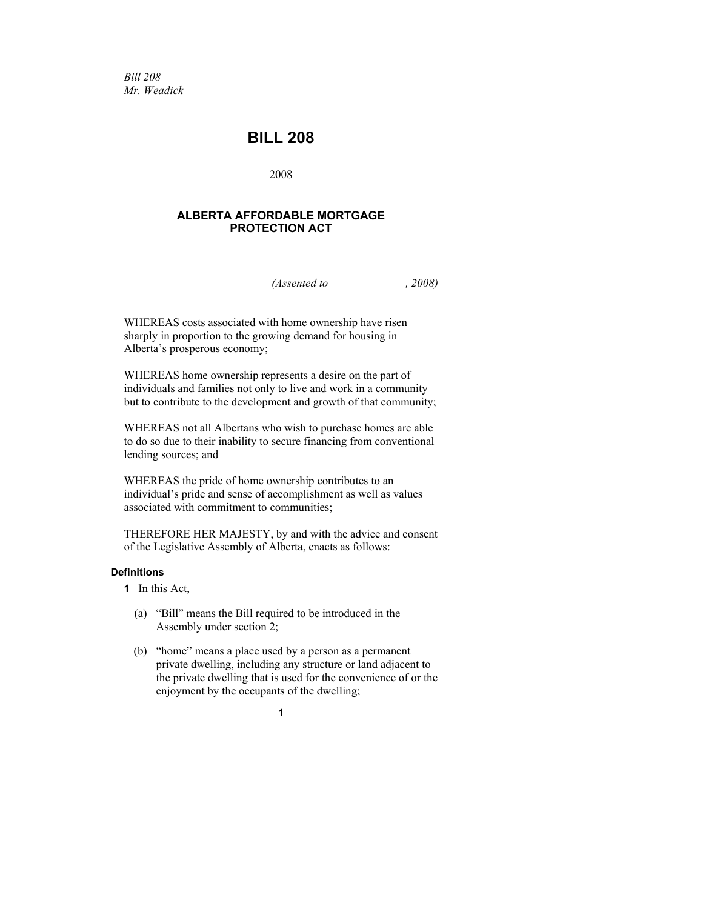*Bill 208*
*Mr. Weadick*

# BILL 208

2008

## ALBERTA AFFORDABLE MORTGAGE PROTECTION ACT

*(Assented to , 2008)*

WHEREAS costs associated with home ownership have risen sharply in proportion to the growing demand for housing in Alberta's prosperous economy;

WHEREAS home ownership represents a desire on the part of individuals and families not only to live and work in a community but to contribute to the development and growth of that community;

WHEREAS not all Albertans who wish to purchase homes are able to do so due to their inability to secure financing from conventional lending sources; and

WHEREAS the pride of home ownership contributes to an individual's pride and sense of accomplishment as well as values associated with commitment to communities;

THEREFORE HER MAJESTY, by and with the advice and consent of the Legislative Assembly of Alberta, enacts as follows:

### Definitions

**1** In this Act,

(a) "Bill" means the Bill required to be introduced in the Assembly under section 2;

(b) "home" means a place used by a person as a permanent private dwelling, including any structure or land adjacent to the private dwelling that is used for the convenience of or the enjoyment by the occupants of the dwelling;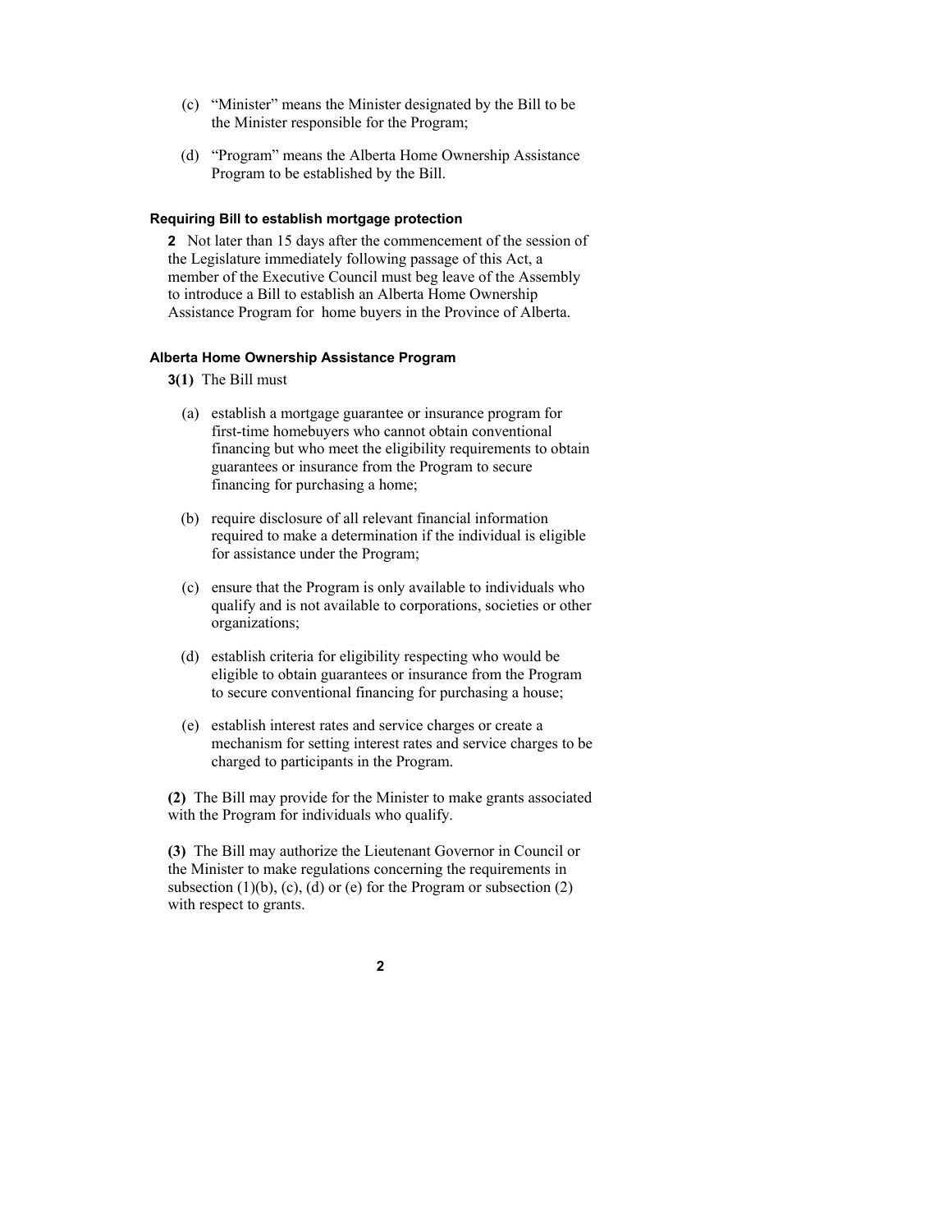(c) "Minister" means the Minister designated by the Bill to be the Minister responsible for the Program;

(d) "Program" means the Alberta Home Ownership Assistance Program to be established by the Bill.

#### Requiring Bill to establish mortgage protection

**2** Not later than 15 days after the commencement of the session of the Legislature immediately following passage of this Act, a member of the Executive Council must beg leave of the Assembly to introduce a Bill to establish an Alberta Home Ownership Assistance Program for home buyers in the Province of Alberta.

#### Alberta Home Ownership Assistance Program

**3(1)** The Bill must

(a) establish a mortgage guarantee or insurance program for first-time homebuyers who cannot obtain conventional financing but who meet the eligibility requirements to obtain guarantees or insurance from the Program to secure financing for purchasing a home;

(b) require disclosure of all relevant financial information required to make a determination if the individual is eligible for assistance under the Program;

(c) ensure that the Program is only available to individuals who qualify and is not available to corporations, societies or other organizations;

(d) establish criteria for eligibility respecting who would be eligible to obtain guarantees or insurance from the Program to secure conventional financing for purchasing a house;

(e) establish interest rates and service charges or create a mechanism for setting interest rates and service charges to be charged to participants in the Program.

**(2)** The Bill may provide for the Minister to make grants associated with the Program for individuals who qualify.

**(3)** The Bill may authorize the Lieutenant Governor in Council or the Minister to make regulations concerning the requirements in subsection (1)(b), (c), (d) or (e) for the Program or subsection (2) with respect to grants.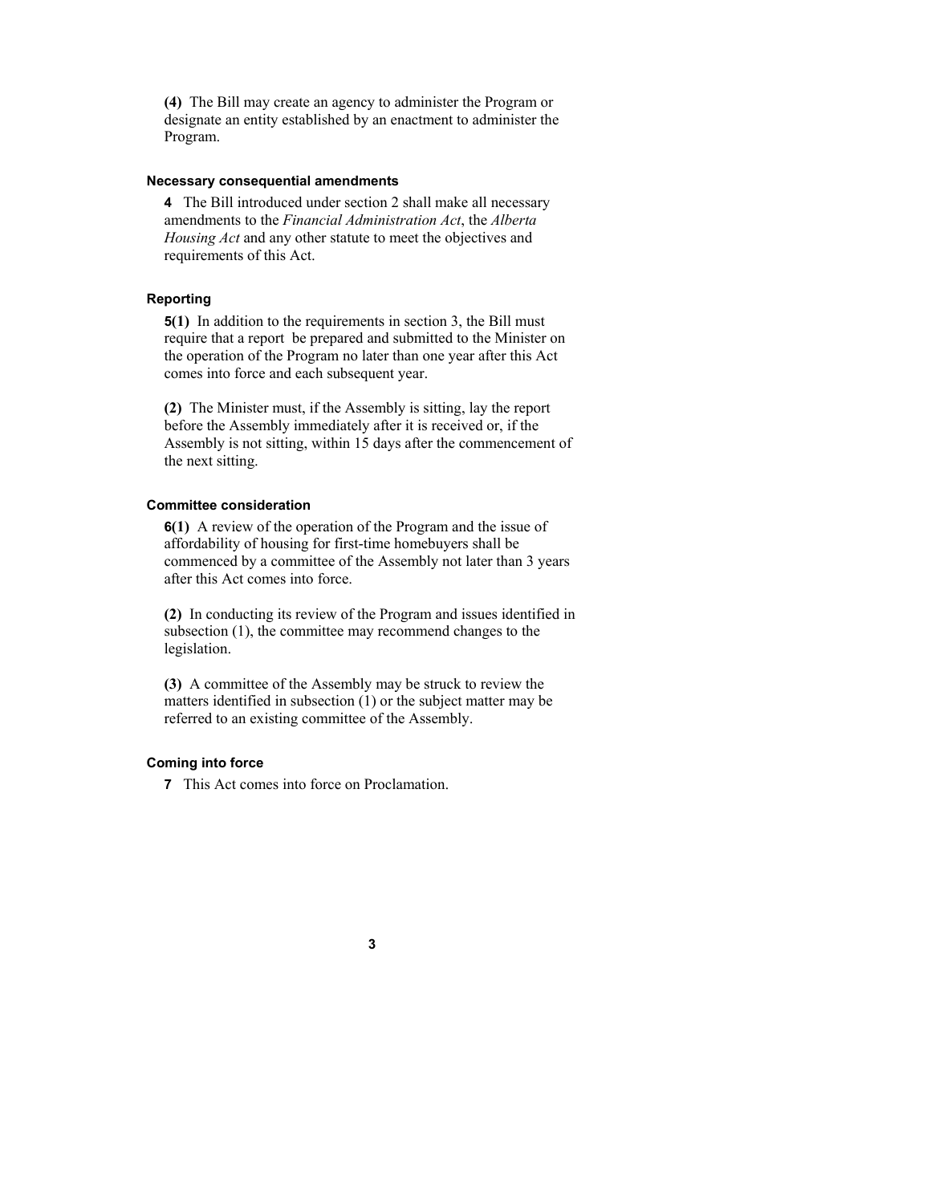**(4)** The Bill may create an agency to administer the Program or designate an entity established by an enactment to administer the Program.

### Necessary consequential amendments

**4** The Bill introduced under section 2 shall make all necessary amendments to the *Financial Administration Act*, the *Alberta Housing Act* and any other statute to meet the objectives and requirements of this Act.

### Reporting

**5(1)** In addition to the requirements in section 3, the Bill must require that a report be prepared and submitted to the Minister on the operation of the Program no later than one year after this Act comes into force and each subsequent year.

**(2)** The Minister must, if the Assembly is sitting, lay the report before the Assembly immediately after it is received or, if the Assembly is not sitting, within 15 days after the commencement of the next sitting.

### Committee consideration

**6(1)** A review of the operation of the Program and the issue of affordability of housing for first-time homebuyers shall be commenced by a committee of the Assembly not later than 3 years after this Act comes into force.

**(2)** In conducting its review of the Program and issues identified in subsection (1), the committee may recommend changes to the legislation.

**(3)** A committee of the Assembly may be struck to review the matters identified in subsection (1) or the subject matter may be referred to an existing committee of the Assembly.

### Coming into force

**7** This Act comes into force on Proclamation.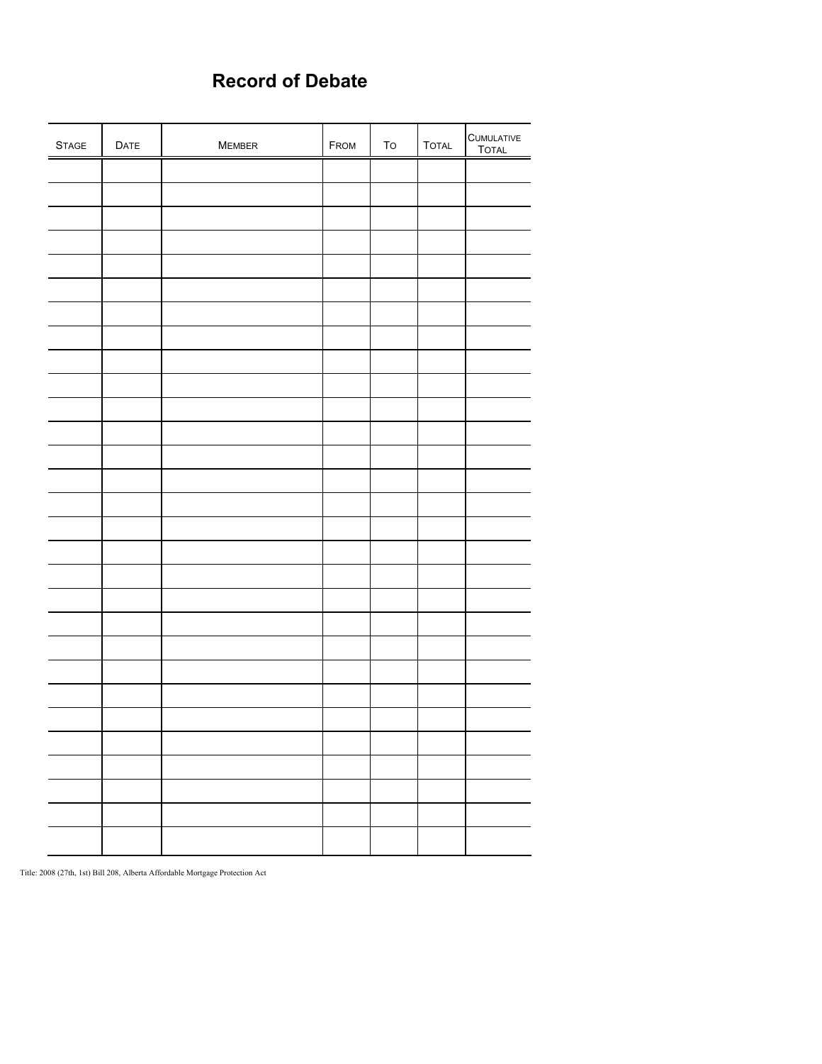# Record of Debate

| Stage | Date | Member | From | To | Total | Cumulative Total |
|---|---|---|---|---|---|---|
| | | | | | | |
| | | | | | | |
| | | | | | | |
| | | | | | | |
| | | | | | | |
| | | | | | | |
| | | | | | | |
| | | | | | | |
| | | | | | | |
| | | | | | | |
| | | | | | | |
| | | | | | | |
| | | | | | | |
| | | | | | | |
| | | | | | | |
| | | | | | | |
| | | | | | | |
| | | | | | | |
| | | | | | | |
| | | | | | | |
| | | | | | | |
| | | | | | | |
| | | | | | | |
| | | | | | | |
| | | | | | | |
| | | | | | | |
| | | | | | | |
| | | | | | | |
| | | | | | | |

Title: 2008 (27th, 1st) Bill 208, Alberta Affordable Mortgage Protection Act